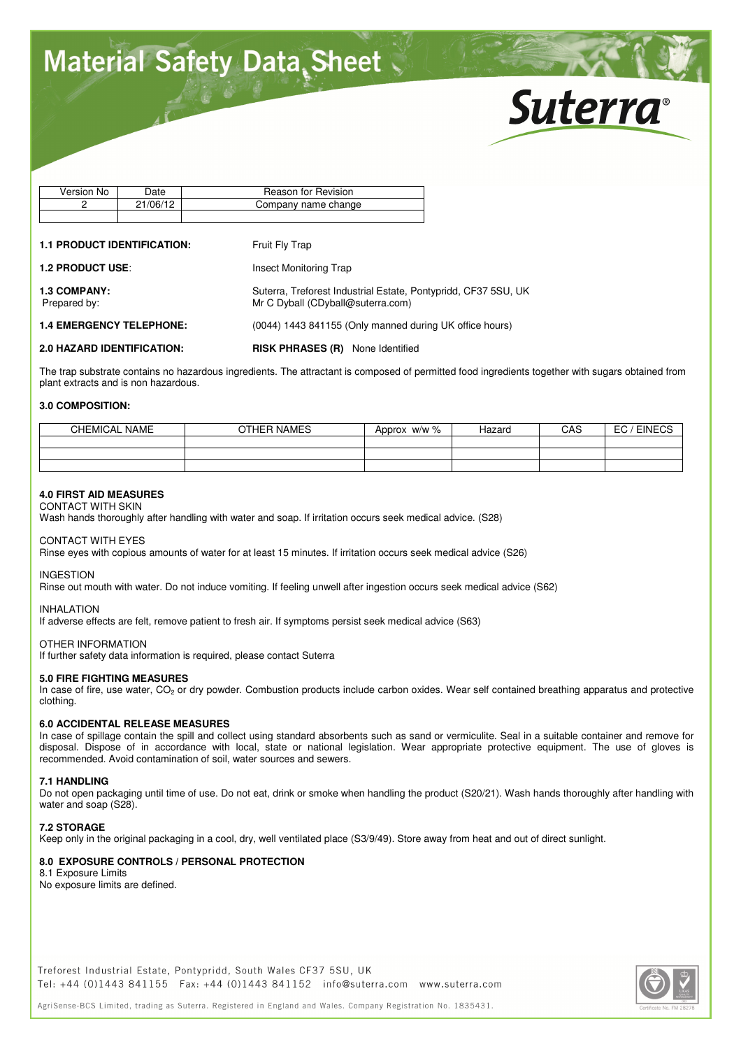# Material Safety Data Sheet

Suterra®

| Version No | Date | Reason for Revision |
|---|---|---|
| 2 | 21/06/12 | Company name change |
| | | |

**1.1 PRODUCT IDENTIFICATION:** Fruit Fly Trap

**1.2 PRODUCT USE**: Insect Monitoring Trap

**1.3 COMPANY:** Suterra, Treforest Industrial Estate, Pontypridd, CF37 5SU, UK
Prepared by: Mr C Dyball (CDyball@suterra.com)

**1.4 EMERGENCY TELEPHONE:** (0044) 1443 841155 (Only manned during UK office hours)

**2.0 HAZARD IDENTIFICATION:** **RISK PHRASES (R)** None Identified

The trap substrate contains no hazardous ingredients. The attractant is composed of permitted food ingredients together with sugars obtained from plant extracts and is non hazardous.

**3.0 COMPOSITION:**

| CHEMICAL NAME | OTHER NAMES | Approx w/w % | Hazard | CAS | EC / EINECS |
|---|---|---|---|---|---|
| | | | | | |
| | | | | | |
| | | | | | |

**4.0 FIRST AID MEASURES**

CONTACT WITH SKIN
Wash hands thoroughly after handling with water and soap. If irritation occurs seek medical advice. (S28)

CONTACT WITH EYES
Rinse eyes with copious amounts of water for at least 15 minutes. If irritation occurs seek medical advice (S26)

INGESTION
Rinse out mouth with water. Do not induce vomiting. If feeling unwell after ingestion occurs seek medical advice (S62)

INHALATION
If adverse effects are felt, remove patient to fresh air. If symptoms persist seek medical advice (S63)

OTHER INFORMATION
If further safety data information is required, please contact Suterra

**5.0 FIRE FIGHTING MEASURES**
In case of fire, use water, $CO_2$ or dry powder. Combustion products include carbon oxides. Wear self contained breathing apparatus and protective clothing.

**6.0 ACCIDENTAL RELEASE MEASURES**
In case of spillage contain the spill and collect using standard absorbents such as sand or vermiculite. Seal in a suitable container and remove for disposal. Dispose of in accordance with local, state or national legislation. Wear appropriate protective equipment. The use of gloves is recommended. Avoid contamination of soil, water sources and sewers.

**7.1 HANDLING**
Do not open packaging until time of use. Do not eat, drink or smoke when handling the product (S20/21). Wash hands thoroughly after handling with water and soap (S28).

**7.2 STORAGE**
Keep only in the original packaging in a cool, dry, well ventilated place (S3/9/49). Store away from heat and out of direct sunlight.

**8.0 EXPOSURE CONTROLS / PERSONAL PROTECTION**
8.1 Exposure Limits
No exposure limits are defined.

Treforest Industrial Estate, Pontypridd, South Wales CF37 5SU, UK
Tel: +44 (0)1443 841155 Fax: +44 (0)1443 841152 info@suterra.com www.suterra.com

AgriSense-BCS Limited, trading as Suterra. Registered in England and Wales. Company Registration No. 1835431.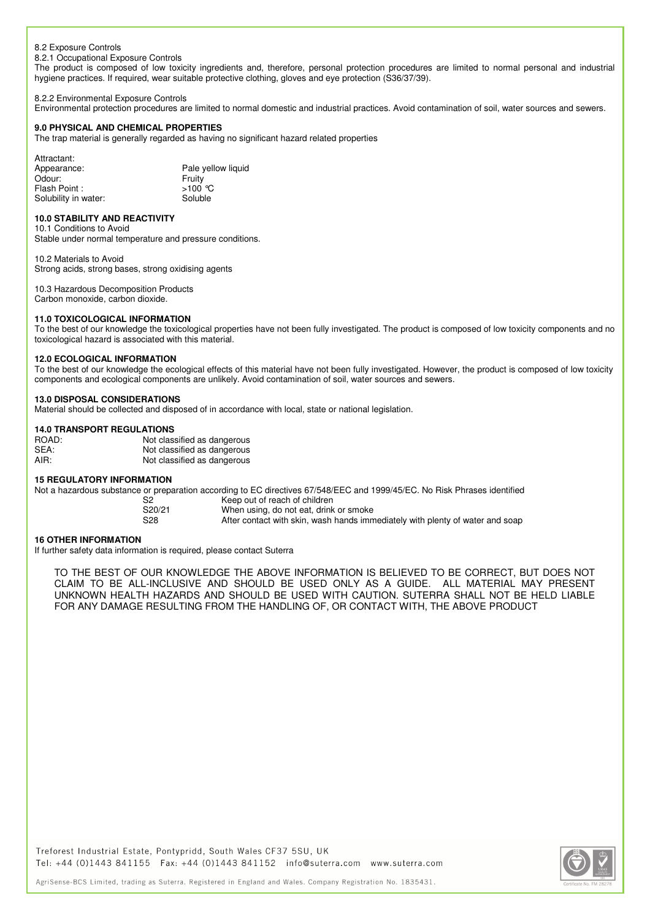8.2 Exposure Controls

8.2.1 Occupational Exposure Controls

The product is composed of low toxicity ingredients and, therefore, personal protection procedures are limited to normal personal and industrial hygiene practices. If required, wear suitable protective clothing, gloves and eye protection (S36/37/39).

8.2.2 Environmental Exposure Controls

Environmental protection procedures are limited to normal domestic and industrial practices. Avoid contamination of soil, water sources and sewers.

**9.0 PHYSICAL AND CHEMICAL PROPERTIES**

The trap material is generally regarded as having no significant hazard related properties

Attractant:

| | |
|---|---|
| Appearance: | Pale yellow liquid |
| Odour: | Fruity |
| Flash Point : | >100 °C |
| Solubility in water: | Soluble |

**10.0 STABILITY AND REACTIVITY**

10.1 Conditions to Avoid

Stable under normal temperature and pressure conditions.

10.2 Materials to Avoid

Strong acids, strong bases, strong oxidising agents

10.3 Hazardous Decomposition Products

Carbon monoxide, carbon dioxide.

**11.0 TOXICOLOGICAL INFORMATION**

To the best of our knowledge the toxicological properties have not been fully investigated. The product is composed of low toxicity components and no toxicological hazard is associated with this material.

**12.0 ECOLOGICAL INFORMATION**

To the best of our knowledge the ecological effects of this material have not been fully investigated. However, the product is composed of low toxicity components and ecological components are unlikely. Avoid contamination of soil, water sources and sewers.

**13.0 DISPOSAL CONSIDERATIONS**

Material should be collected and disposed of in accordance with local, state or national legislation.

**14.0 TRANSPORT REGULATIONS**

| | |
|---|---|
| ROAD: | Not classified as dangerous |
| SEA: | Not classified as dangerous |
| AIR: | Not classified as dangerous |

**15 REGULATORY INFORMATION**

Not a hazardous substance or preparation according to EC directives 67/548/EEC and 1999/45/EC. No Risk Phrases identified

| | |
|---|---|
| S2 | Keep out of reach of children |
| S20/21 | When using, do not eat, drink or smoke |
| S28 | After contact with skin, wash hands immediately with plenty of water and soap |

**16 OTHER INFORMATION**

If further safety data information is required, please contact Suterra

TO THE BEST OF OUR KNOWLEDGE THE ABOVE INFORMATION IS BELIEVED TO BE CORRECT, BUT DOES NOT CLAIM TO BE ALL-INCLUSIVE AND SHOULD BE USED ONLY AS A GUIDE. ALL MATERIAL MAY PRESENT UNKNOWN HEALTH HAZARDS AND SHOULD BE USED WITH CAUTION. SUTERRA SHALL NOT BE HELD LIABLE FOR ANY DAMAGE RESULTING FROM THE HANDLING OF, OR CONTACT WITH, THE ABOVE PRODUCT